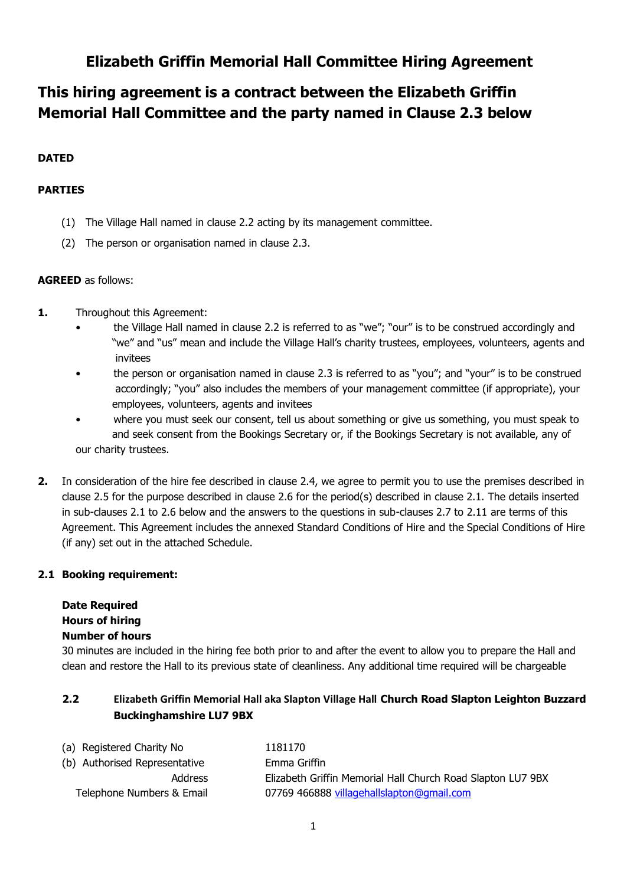# Elizabeth Griffin Memorial Hall Committee Hiring Agreement

## This hiring agreement is a contract between the Elizabeth Griffin Memorial Hall Committee and the party named in Clause 2.3 below

**DATED**

**PARTIES**

(1) The Village Hall named in clause 2.2 acting by its management committee.

(2) The person or organisation named in clause 2.3.

**AGREED** as follows:

**1.** Throughout this Agreement:

- the Village Hall named in clause 2.2 is referred to as "we"; "our" is to be construed accordingly and "we" and "us" mean and include the Village Hall's charity trustees, employees, volunteers, agents and invitees
- the person or organisation named in clause 2.3 is referred to as "you"; and "your" is to be construed accordingly; "you" also includes the members of your management committee (if appropriate), your employees, volunteers, agents and invitees
- where you must seek our consent, tell us about something or give us something, you must speak to and seek consent from the Bookings Secretary or, if the Bookings Secretary is not available, any of our charity trustees.

**2.** In consideration of the hire fee described in clause 2.4, we agree to permit you to use the premises described in clause 2.5 for the purpose described in clause 2.6 for the period(s) described in clause 2.1. The details inserted in sub-clauses 2.1 to 2.6 below and the answers to the questions in sub-clauses 2.7 to 2.11 are terms of this Agreement. This Agreement includes the annexed Standard Conditions of Hire and the Special Conditions of Hire (if any) set out in the attached Schedule.

**2.1 Booking requirement:**

**Date Required**
**Hours of hiring**
**Number of hours**
30 minutes are included in the hiring fee both prior to and after the event to allow you to prepare the Hall and clean and restore the Hall to its previous state of cleanliness. Any additional time required will be chargeable

**2.2 Elizabeth Griffin Memorial Hall aka Slapton Village Hall Church Road Slapton Leighton Buzzard Buckinghamshire LU7 9BX**

| | |
|---|---|
| (a) Registered Charity No | 1181170 |
| (b) Authorised Representative | Emma Griffin |
| Address | Elizabeth Griffin Memorial Hall Church Road Slapton LU7 9BX |
| Telephone Numbers & Email | 07769 466888 villagehallslapton@gmail.com |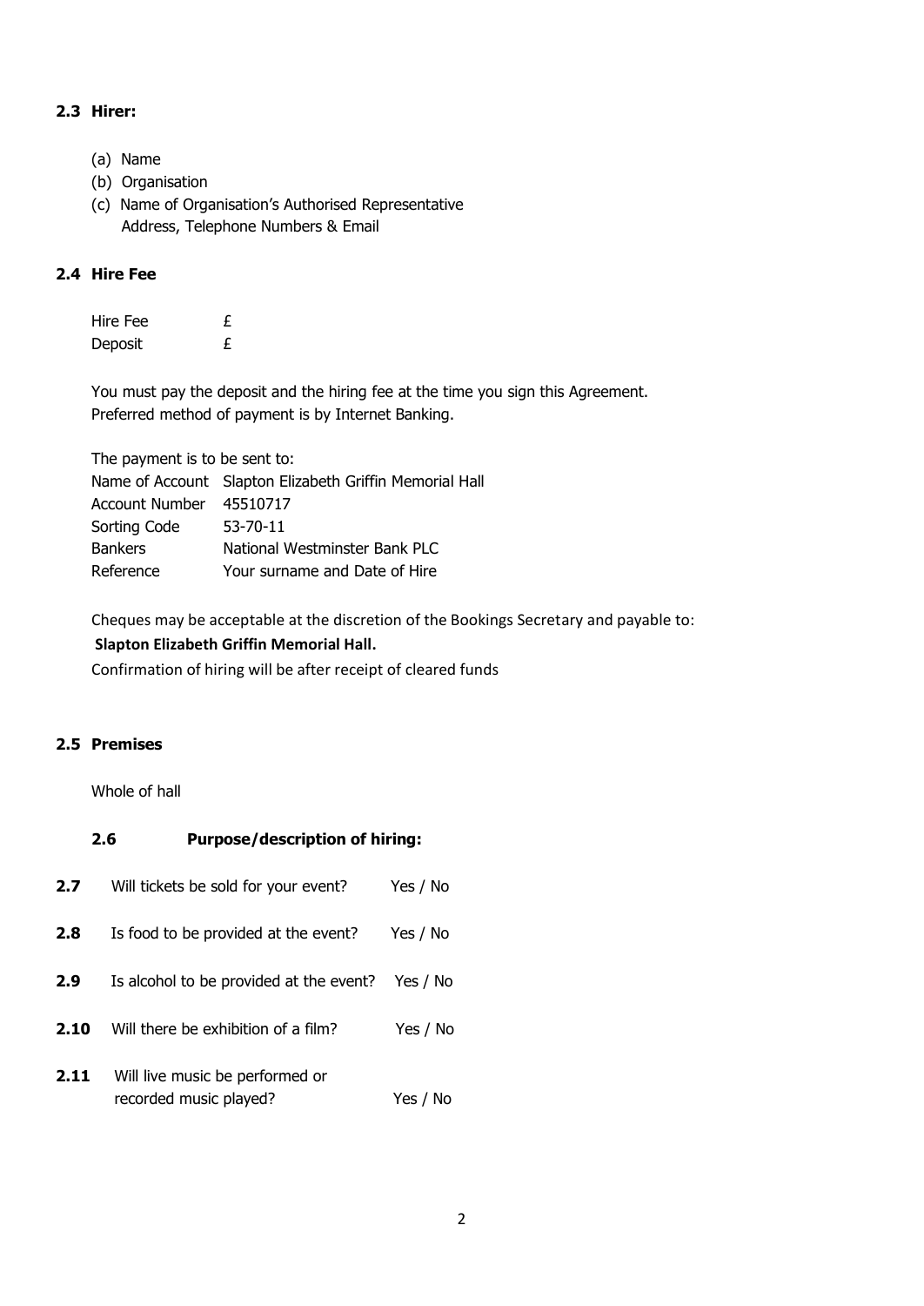### 2.3 Hirer:

(a) Name
(b) Organisation
(c) Name of Organisation's Authorised Representative
Address, Telephone Numbers & Email

### 2.4 Hire Fee

| | |
|---|---|
| Hire Fee | £ |
| Deposit | £ |

You must pay the deposit and the hiring fee at the time you sign this Agreement.
Preferred method of payment is by Internet Banking.

The payment is to be sent to:

| | |
|---|---|
| Name of Account | Slapton Elizabeth Griffin Memorial Hall |
| Account Number | 45510717 |
| Sorting Code | 53-70-11 |
| Bankers | National Westminster Bank PLC |
| Reference | Your surname and Date of Hire |

Cheques may be acceptable at the discretion of the Bookings Secretary and payable to:
**Slapton Elizabeth Griffin Memorial Hall.**
Confirmation of hiring will be after receipt of cleared funds

### 2.5 Premises

Whole of hall

### 2.6 Purpose/description of hiring:

**2.7** Will tickets be sold for your event? Yes / No

**2.8** Is food to be provided at the event? Yes / No

**2.9** Is alcohol to be provided at the event? Yes / No

**2.10** Will there be exhibition of a film? Yes / No

**2.11** Will live music be performed or recorded music played? Yes / No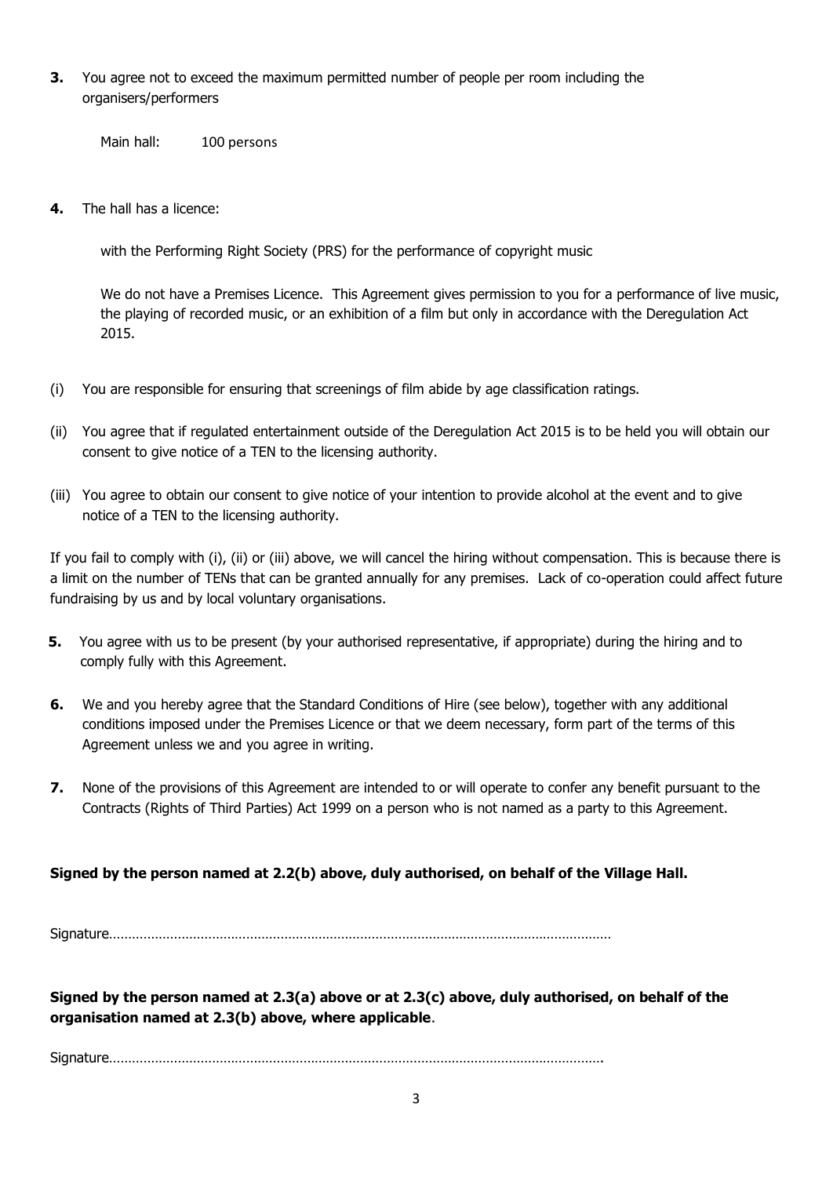**3.** You agree not to exceed the maximum permitted number of people per room including the organisers/performers

Main hall: 100 persons

**4.** The hall has a licence:

with the Performing Right Society (PRS) for the performance of copyright music

We do not have a Premises Licence. This Agreement gives permission to you for a performance of live music, the playing of recorded music, or an exhibition of a film but only in accordance with the Deregulation Act 2015.

(i) You are responsible for ensuring that screenings of film abide by age classification ratings.

(ii) You agree that if regulated entertainment outside of the Deregulation Act 2015 is to be held you will obtain our consent to give notice of a TEN to the licensing authority.

(iii) You agree to obtain our consent to give notice of your intention to provide alcohol at the event and to give notice of a TEN to the licensing authority.

If you fail to comply with (i), (ii) or (iii) above, we will cancel the hiring without compensation. This is because there is a limit on the number of TENs that can be granted annually for any premises. Lack of co-operation could affect future fundraising by us and by local voluntary organisations.

**5.** You agree with us to be present (by your authorised representative, if appropriate) during the hiring and to comply fully with this Agreement.

**6.** We and you hereby agree that the Standard Conditions of Hire (see below), together with any additional conditions imposed under the Premises Licence or that we deem necessary, form part of the terms of this Agreement unless we and you agree in writing.

**7.** None of the provisions of this Agreement are intended to or will operate to confer any benefit pursuant to the Contracts (Rights of Third Parties) Act 1999 on a person who is not named as a party to this Agreement.

**Signed by the person named at 2.2(b) above, duly authorised, on behalf of the Village Hall.**

Signature……………………………………………………………………………………………………………………

**Signed by the person named at 2.3(a) above or at 2.3(c) above, duly authorised, on behalf of the organisation named at 2.3(b) above, where applicable**.

Signature…………………………………………………………………………………………………………………….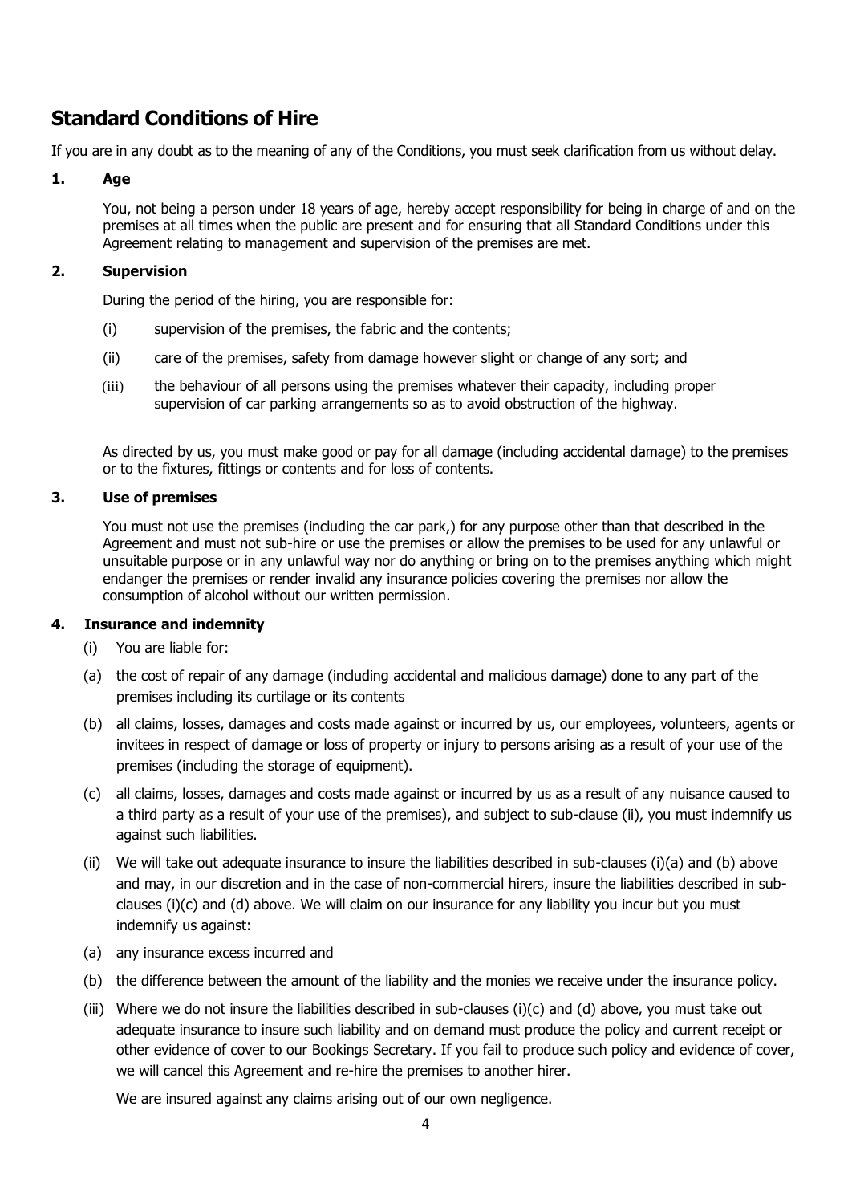# Standard Conditions of Hire

If you are in any doubt as to the meaning of any of the Conditions, you must seek clarification from us without delay.

### 1. Age

You, not being a person under 18 years of age, hereby accept responsibility for being in charge of and on the premises at all times when the public are present and for ensuring that all Standard Conditions under this Agreement relating to management and supervision of the premises are met.

### 2. Supervision

During the period of the hiring, you are responsible for:

(i) supervision of the premises, the fabric and the contents;

(ii) care of the premises, safety from damage however slight or change of any sort; and

(iii) the behaviour of all persons using the premises whatever their capacity, including proper supervision of car parking arrangements so as to avoid obstruction of the highway.

As directed by us, you must make good or pay for all damage (including accidental damage) to the premises or to the fixtures, fittings or contents and for loss of contents.

### 3. Use of premises

You must not use the premises (including the car park,) for any purpose other than that described in the Agreement and must not sub-hire or use the premises or allow the premises to be used for any unlawful or unsuitable purpose or in any unlawful way nor do anything or bring on to the premises anything which might endanger the premises or render invalid any insurance policies covering the premises nor allow the consumption of alcohol without our written permission.

### 4. Insurance and indemnity

(i) You are liable for:

(a) the cost of repair of any damage (including accidental and malicious damage) done to any part of the premises including its curtilage or its contents

(b) all claims, losses, damages and costs made against or incurred by us, our employees, volunteers, agents or invitees in respect of damage or loss of property or injury to persons arising as a result of your use of the premises (including the storage of equipment).

(c) all claims, losses, damages and costs made against or incurred by us as a result of any nuisance caused to a third party as a result of your use of the premises), and subject to sub-clause (ii), you must indemnify us against such liabilities.

(ii) We will take out adequate insurance to insure the liabilities described in sub-clauses (i)(a) and (b) above and may, in our discretion and in the case of non-commercial hirers, insure the liabilities described in sub-clauses (i)(c) and (d) above. We will claim on our insurance for any liability you incur but you must indemnify us against:

(a) any insurance excess incurred and

(b) the difference between the amount of the liability and the monies we receive under the insurance policy.

(iii) Where we do not insure the liabilities described in sub-clauses (i)(c) and (d) above, you must take out adequate insurance to insure such liability and on demand must produce the policy and current receipt or other evidence of cover to our Bookings Secretary. If you fail to produce such policy and evidence of cover, we will cancel this Agreement and re-hire the premises to another hirer.

We are insured against any claims arising out of our own negligence.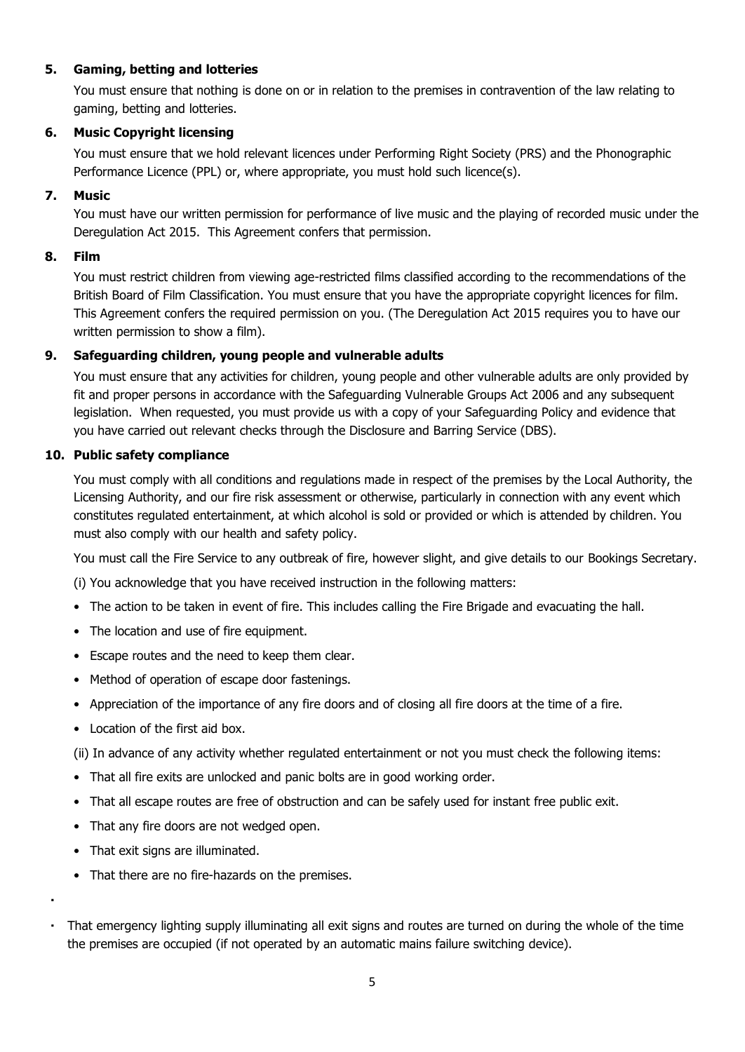**5. Gaming, betting and lotteries**

You must ensure that nothing is done on or in relation to the premises in contravention of the law relating to gaming, betting and lotteries.

**6. Music Copyright licensing**

You must ensure that we hold relevant licences under Performing Right Society (PRS) and the Phonographic Performance Licence (PPL) or, where appropriate, you must hold such licence(s).

**7. Music**

You must have our written permission for performance of live music and the playing of recorded music under the Deregulation Act 2015. This Agreement confers that permission.

**8. Film**

You must restrict children from viewing age-restricted films classified according to the recommendations of the British Board of Film Classification. You must ensure that you have the appropriate copyright licences for film. This Agreement confers the required permission on you. (The Deregulation Act 2015 requires you to have our written permission to show a film).

**9. Safeguarding children, young people and vulnerable adults**

You must ensure that any activities for children, young people and other vulnerable adults are only provided by fit and proper persons in accordance with the Safeguarding Vulnerable Groups Act 2006 and any subsequent legislation. When requested, you must provide us with a copy of your Safeguarding Policy and evidence that you have carried out relevant checks through the Disclosure and Barring Service (DBS).

**10. Public safety compliance**

You must comply with all conditions and regulations made in respect of the premises by the Local Authority, the Licensing Authority, and our fire risk assessment or otherwise, particularly in connection with any event which constitutes regulated entertainment, at which alcohol is sold or provided or which is attended by children. You must also comply with our health and safety policy.

You must call the Fire Service to any outbreak of fire, however slight, and give details to our Bookings Secretary.

(i) You acknowledge that you have received instruction in the following matters:

- The action to be taken in event of fire. This includes calling the Fire Brigade and evacuating the hall.
- The location and use of fire equipment.
- Escape routes and the need to keep them clear.
- Method of operation of escape door fastenings.
- Appreciation of the importance of any fire doors and of closing all fire doors at the time of a fire.
- Location of the first aid box.

(ii) In advance of any activity whether regulated entertainment or not you must check the following items:

- That all fire exits are unlocked and panic bolts are in good working order.
- That all escape routes are free of obstruction and can be safely used for instant free public exit.
- That any fire doors are not wedged open.
- That exit signs are illuminated.
- That there are no fire-hazards on the premises.
- That emergency lighting supply illuminating all exit signs and routes are turned on during the whole of the time the premises are occupied (if not operated by an automatic mains failure switching device).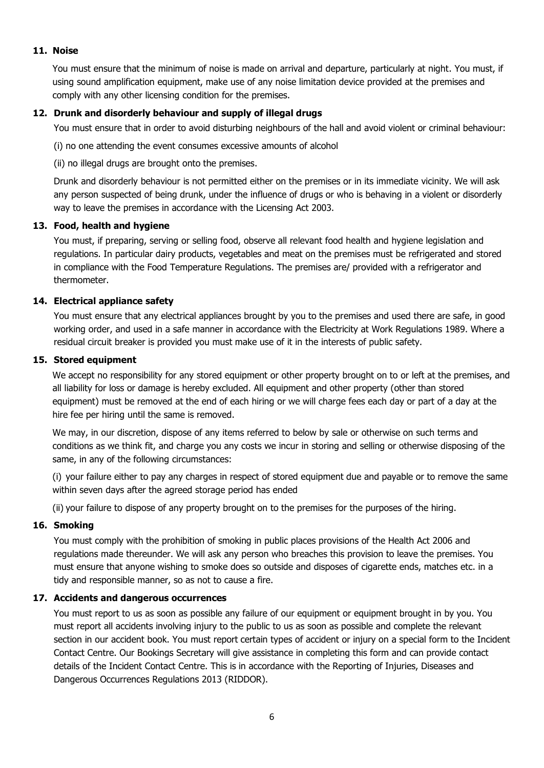### 11. Noise

You must ensure that the minimum of noise is made on arrival and departure, particularly at night. You must, if using sound amplification equipment, make use of any noise limitation device provided at the premises and comply with any other licensing condition for the premises.

### 12. Drunk and disorderly behaviour and supply of illegal drugs

You must ensure that in order to avoid disturbing neighbours of the hall and avoid violent or criminal behaviour:

(i) no one attending the event consumes excessive amounts of alcohol

(ii) no illegal drugs are brought onto the premises.

Drunk and disorderly behaviour is not permitted either on the premises or in its immediate vicinity. We will ask any person suspected of being drunk, under the influence of drugs or who is behaving in a violent or disorderly way to leave the premises in accordance with the Licensing Act 2003.

### 13. Food, health and hygiene

You must, if preparing, serving or selling food, observe all relevant food health and hygiene legislation and regulations. In particular dairy products, vegetables and meat on the premises must be refrigerated and stored in compliance with the Food Temperature Regulations. The premises are/ provided with a refrigerator and thermometer.

### 14. Electrical appliance safety

You must ensure that any electrical appliances brought by you to the premises and used there are safe, in good working order, and used in a safe manner in accordance with the Electricity at Work Regulations 1989. Where a residual circuit breaker is provided you must make use of it in the interests of public safety.

### 15. Stored equipment

We accept no responsibility for any stored equipment or other property brought on to or left at the premises, and all liability for loss or damage is hereby excluded. All equipment and other property (other than stored equipment) must be removed at the end of each hiring or we will charge fees each day or part of a day at the hire fee per hiring until the same is removed.

We may, in our discretion, dispose of any items referred to below by sale or otherwise on such terms and conditions as we think fit, and charge you any costs we incur in storing and selling or otherwise disposing of the same, in any of the following circumstances:

(i) your failure either to pay any charges in respect of stored equipment due and payable or to remove the same within seven days after the agreed storage period has ended

(ii) your failure to dispose of any property brought on to the premises for the purposes of the hiring.

### 16. Smoking

You must comply with the prohibition of smoking in public places provisions of the Health Act 2006 and regulations made thereunder. We will ask any person who breaches this provision to leave the premises. You must ensure that anyone wishing to smoke does so outside and disposes of cigarette ends, matches etc. in a tidy and responsible manner, so as not to cause a fire.

### 17. Accidents and dangerous occurrences

You must report to us as soon as possible any failure of our equipment or equipment brought in by you. You must report all accidents involving injury to the public to us as soon as possible and complete the relevant section in our accident book. You must report certain types of accident or injury on a special form to the Incident Contact Centre. Our Bookings Secretary will give assistance in completing this form and can provide contact details of the Incident Contact Centre. This is in accordance with the Reporting of Injuries, Diseases and Dangerous Occurrences Regulations 2013 (RIDDOR).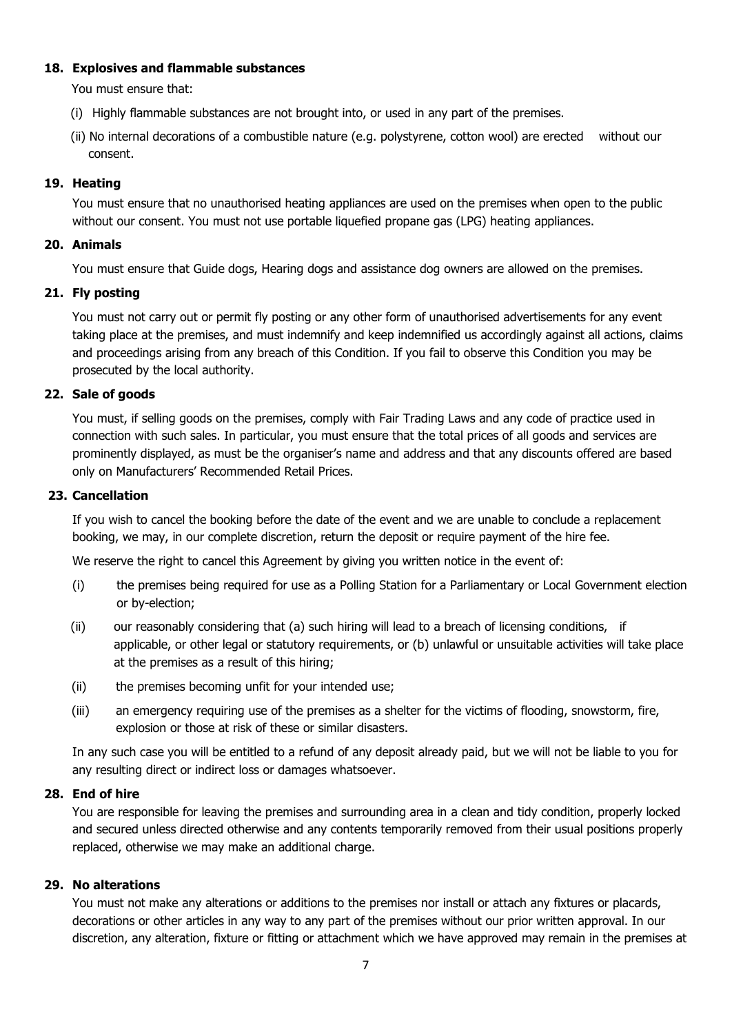### 18. Explosives and flammable substances

You must ensure that:

(i) Highly flammable substances are not brought into, or used in any part of the premises.

(ii) No internal decorations of a combustible nature (e.g. polystyrene, cotton wool) are erected without our consent.

### 19. Heating

You must ensure that no unauthorised heating appliances are used on the premises when open to the public without our consent. You must not use portable liquefied propane gas (LPG) heating appliances.

### 20. Animals

You must ensure that Guide dogs, Hearing dogs and assistance dog owners are allowed on the premises.

### 21. Fly posting

You must not carry out or permit fly posting or any other form of unauthorised advertisements for any event taking place at the premises, and must indemnify and keep indemnified us accordingly against all actions, claims and proceedings arising from any breach of this Condition. If you fail to observe this Condition you may be prosecuted by the local authority.

### 22. Sale of goods

You must, if selling goods on the premises, comply with Fair Trading Laws and any code of practice used in connection with such sales. In particular, you must ensure that the total prices of all goods and services are prominently displayed, as must be the organiser's name and address and that any discounts offered are based only on Manufacturers' Recommended Retail Prices.

### 23. Cancellation

If you wish to cancel the booking before the date of the event and we are unable to conclude a replacement booking, we may, in our complete discretion, return the deposit or require payment of the hire fee.

We reserve the right to cancel this Agreement by giving you written notice in the event of:

(i) the premises being required for use as a Polling Station for a Parliamentary or Local Government election or by-election;

(ii) our reasonably considering that (a) such hiring will lead to a breach of licensing conditions, if applicable, or other legal or statutory requirements, or (b) unlawful or unsuitable activities will take place at the premises as a result of this hiring;

(ii) the premises becoming unfit for your intended use;

(iii) an emergency requiring use of the premises as a shelter for the victims of flooding, snowstorm, fire, explosion or those at risk of these or similar disasters.

In any such case you will be entitled to a refund of any deposit already paid, but we will not be liable to you for any resulting direct or indirect loss or damages whatsoever.

### 28. End of hire

You are responsible for leaving the premises and surrounding area in a clean and tidy condition, properly locked and secured unless directed otherwise and any contents temporarily removed from their usual positions properly replaced, otherwise we may make an additional charge.

### 29. No alterations

You must not make any alterations or additions to the premises nor install or attach any fixtures or placards, decorations or other articles in any way to any part of the premises without our prior written approval. In our discretion, any alteration, fixture or fitting or attachment which we have approved may remain in the premises at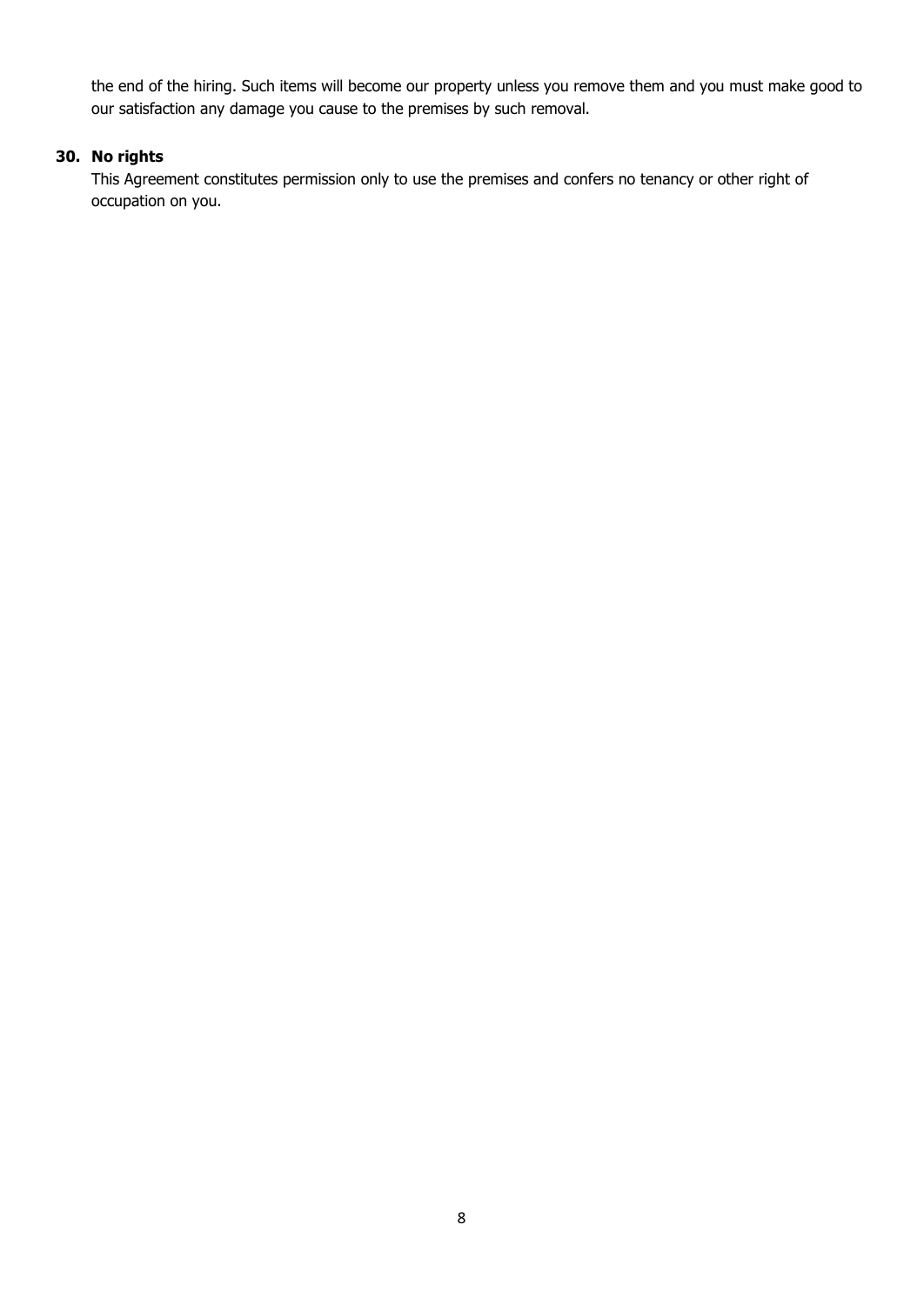the end of the hiring. Such items will become our property unless you remove them and you must make good to our satisfaction any damage you cause to the premises by such removal.

**30. No rights**

This Agreement constitutes permission only to use the premises and confers no tenancy or other right of occupation on you.